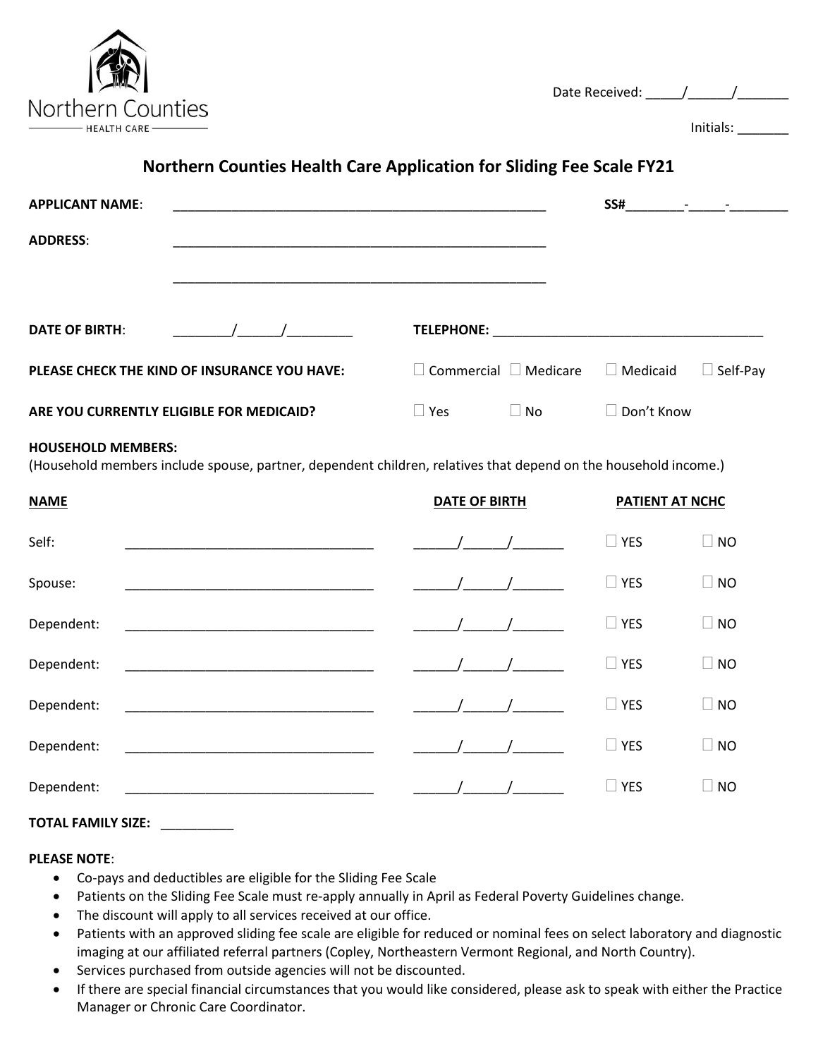Northern Counties
HEALTH CARE

Date Received: _____/______/_______

Initials: _______

## Northern Counties Health Care Application for Sliding Fee Scale FY21

**APPLICANT NAME**: ____________________________________________________ **SS#**________-_____-________

**ADDRESS**: ____________________________________________________

____________________________________________________

**DATE OF BIRTH**: ________/______/_________ **TELEPHONE**: _____________________________________

**PLEASE CHECK THE KIND OF INSURANCE YOU HAVE:** ☐ Commercial ☐ Medicare ☐ Medicaid ☐ Self-Pay

**ARE YOU CURRENTLY ELIGIBLE FOR MEDICAID?** ☐ Yes ☐ No ☐ Don't Know

**HOUSEHOLD MEMBERS:**
(Household members include spouse, partner, dependent children, relatives that depend on the household income.)

| **NAME** | | **DATE OF BIRTH** | **PATIENT AT NCHC** | |
|---|---|---|---|---|
| Self: | __________________________________ | ______/_____/_______ | ☐ YES | ☐ NO |
| Spouse: | __________________________________ | ______/_____/_______ | ☐ YES | ☐ NO |
| Dependent: | __________________________________ | ______/_____/_______ | ☐ YES | ☐ NO |
| Dependent: | __________________________________ | ______/_____/_______ | ☐ YES | ☐ NO |
| Dependent: | __________________________________ | ______/_____/_______ | ☐ YES | ☐ NO |
| Dependent: | __________________________________ | ______/_____/_______ | ☐ YES | ☐ NO |
| Dependent: | __________________________________ | ______/_____/_______ | ☐ YES | ☐ NO |

**TOTAL FAMILY SIZE:** __________

**PLEASE NOTE**:

- Co-pays and deductibles are eligible for the Sliding Fee Scale
- Patients on the Sliding Fee Scale must re-apply annually in April as Federal Poverty Guidelines change.
- The discount will apply to all services received at our office.
- Patients with an approved sliding fee scale are eligible for reduced or nominal fees on select laboratory and diagnostic imaging at our affiliated referral partners (Copley, Northeastern Vermont Regional, and North Country).
- Services purchased from outside agencies will not be discounted.
- If there are special financial circumstances that you would like considered, please ask to speak with either the Practice Manager or Chronic Care Coordinator.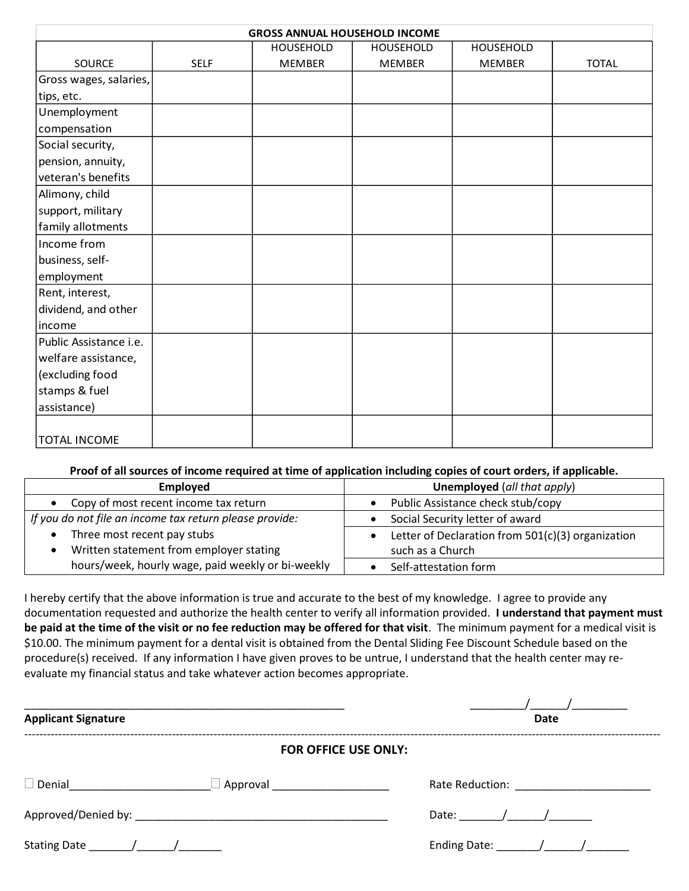| GROSS ANNUAL HOUSEHOLD INCOME | | | | | |
|---|---|---|---|---|---|
| SOURCE | SELF | HOUSEHOLD MEMBER | HOUSEHOLD MEMBER | HOUSEHOLD MEMBER | TOTAL |
| Gross wages, salaries, tips, etc. | | | | | |
| Unemployment compensation | | | | | |
| Social security, pension, annuity, veteran's benefits | | | | | |
| Alimony, child support, military family allotments | | | | | |
| Income from business, self-employment | | | | | |
| Rent, interest, dividend, and other income | | | | | |
| Public Assistance i.e. welfare assistance, (excluding food stamps & fuel assistance) | | | | | |
| TOTAL INCOME | | | | | |

**Proof of all sources of income required at time of application including copies of court orders, if applicable.**

| **Employed** | **Unemployed** (*all that apply*) |
|---|---|
| • Copy of most recent income tax return | • Public Assistance check stub/copy |
| *If you do not file an income tax return please provide:* | • Social Security letter of award |
| • Three most recent pay stubs<br>• Written statement from employer stating hours/week, hourly wage, paid weekly or bi-weekly | • Letter of Declaration from 501(c)(3) organization such as a Church |
| | • Self-attestation form |

I hereby certify that the above information is true and accurate to the best of my knowledge. I agree to provide any documentation requested and authorize the health center to verify all information provided. **I understand that payment must be paid at the time of the visit or no fee reduction may be offered for that visit**. The minimum payment for a medical visit is $10.00. The minimum payment for a dental visit is obtained from the Dental Sliding Fee Discount Schedule based on the procedure(s) received. If any information I have given proves to be untrue, I understand that the health center may re-evaluate my financial status and take whatever action becomes appropriate.

_______________________________________________________ _________/______/_________

**Applicant Signature** **Date**

---

**FOR OFFICE USE ONLY:**

☐ Denial_______________________ ☐ Approval ___________________ Rate Reduction: ______________________

Approved/Denied by: ___________________________________________ Date: _______/______/_______

Stating Date _______/______/_______ Ending Date: _______/______/_______